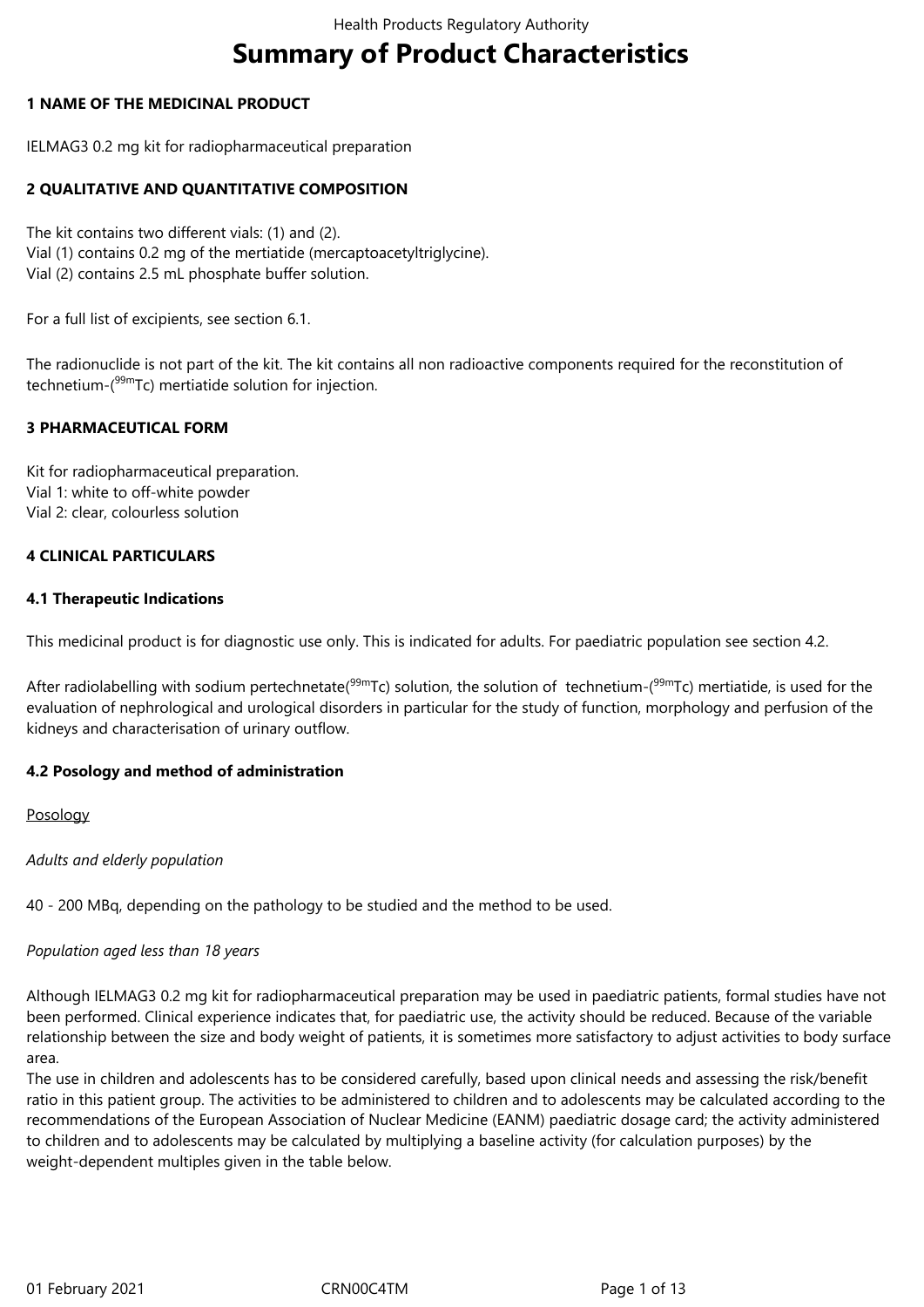# Summary of Product Characteristics

## 1 NAME OF THE MEDICINAL PRODUCT

IELMAG3 0.2 mg kit for radiopharmaceutical preparation

## 2 QUALITATIVE AND QUANTITATIVE COMPOSITION

The kit contains two different vials: (1) and (2).
Vial (1) contains 0.2 mg of the mertiatide (mercaptoacetyltriglycine).
Vial (2) contains 2.5 mL phosphate buffer solution.

For a full list of excipients, see section 6.1.

The radionuclide is not part of the kit. The kit contains all non radioactive components required for the reconstitution of technetium-($^{99m}$Tc) mertiatide solution for injection.

## 3 PHARMACEUTICAL FORM

Kit for radiopharmaceutical preparation.
Vial 1: white to off-white powder
Vial 2: clear, colourless solution

## 4 CLINICAL PARTICULARS

### 4.1 Therapeutic Indications

This medicinal product is for diagnostic use only. This is indicated for adults. For paediatric population see section 4.2.

After radiolabelling with sodium pertechnetate($^{99m}$Tc) solution, the solution of technetium-($^{99m}$Tc) mertiatide, is used for the evaluation of nephrological and urological disorders in particular for the study of function, morphology and perfusion of the kidneys and characterisation of urinary outflow.

### 4.2 Posology and method of administration

Posology

*Adults and elderly population*

40 - 200 MBq, depending on the pathology to be studied and the method to be used.

*Population aged less than 18 years*

Although IELMAG3 0.2 mg kit for radiopharmaceutical preparation may be used in paediatric patients, formal studies have not been performed. Clinical experience indicates that, for paediatric use, the activity should be reduced. Because of the variable relationship between the size and body weight of patients, it is sometimes more satisfactory to adjust activities to body surface area.
The use in children and adolescents has to be considered carefully, based upon clinical needs and assessing the risk/benefit ratio in this patient group. The activities to be administered to children and to adolescents may be calculated according to the recommendations of the European Association of Nuclear Medicine (EANM) paediatric dosage card; the activity administered to children and to adolescents may be calculated by multiplying a baseline activity (for calculation purposes) by the weight-dependent multiples given in the table below.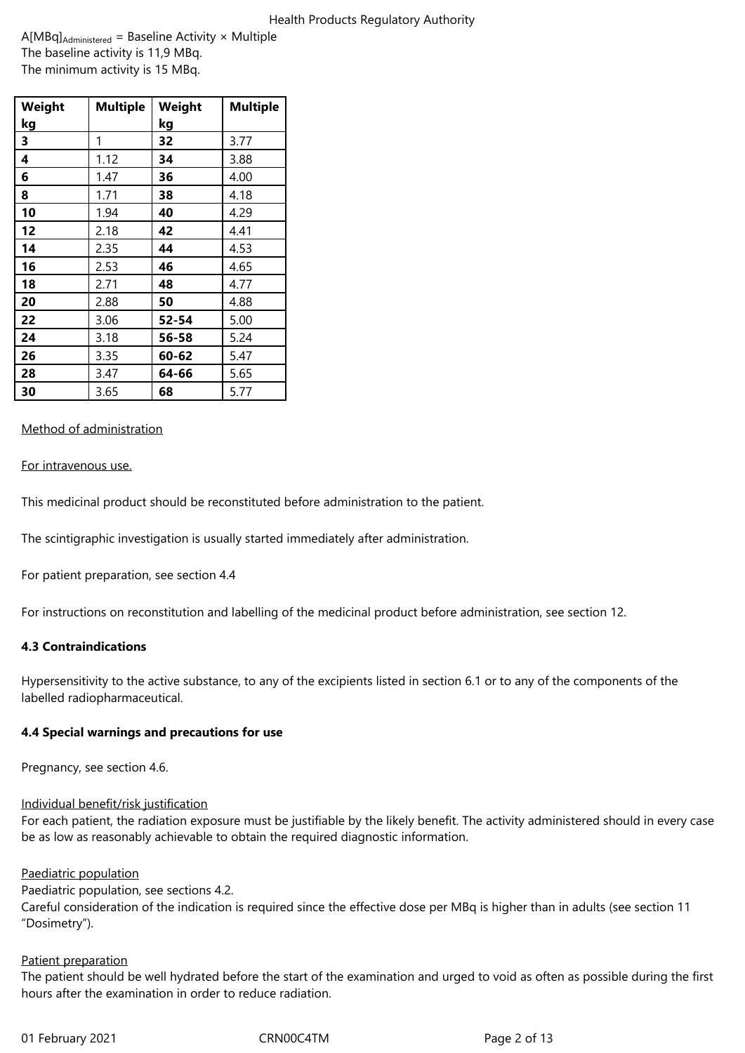$A[MBq]_{Administered}$ = Baseline Activity × Multiple
The baseline activity is 11,9 MBq.
The minimum activity is 15 MBq.

| Weight kg | Multiple | Weight kg | Multiple |
|---|---|---|---|
| **3** | 1 | **32** | 3.77 |
| **4** | 1.12 | **34** | 3.88 |
| **6** | 1.47 | **36** | 4.00 |
| **8** | 1.71 | **38** | 4.18 |
| **10** | 1.94 | **40** | 4.29 |
| **12** | 2.18 | **42** | 4.41 |
| **14** | 2.35 | **44** | 4.53 |
| **16** | 2.53 | **46** | 4.65 |
| **18** | 2.71 | **48** | 4.77 |
| **20** | 2.88 | **50** | 4.88 |
| **22** | 3.06 | **52-54** | 5.00 |
| **24** | 3.18 | **56-58** | 5.24 |
| **26** | 3.35 | **60-62** | 5.47 |
| **28** | 3.47 | **64-66** | 5.65 |
| **30** | 3.65 | **68** | 5.77 |

Method of administration

For intravenous use.

This medicinal product should be reconstituted before administration to the patient.

The scintigraphic investigation is usually started immediately after administration.

For patient preparation, see section 4.4

For instructions on reconstitution and labelling of the medicinal product before administration, see section 12.

### 4.3 Contraindications

Hypersensitivity to the active substance, to any of the excipients listed in section 6.1 or to any of the components of the labelled radiopharmaceutical.

### 4.4 Special warnings and precautions for use

Pregnancy, see section 4.6.

Individual benefit/risk justification
For each patient, the radiation exposure must be justifiable by the likely benefit. The activity administered should in every case be as low as reasonably achievable to obtain the required diagnostic information.

Paediatric population
Paediatric population, see sections 4.2.
Careful consideration of the indication is required since the effective dose per MBq is higher than in adults (see section 11 "Dosimetry").

Patient preparation
The patient should be well hydrated before the start of the examination and urged to void as often as possible during the first hours after the examination in order to reduce radiation.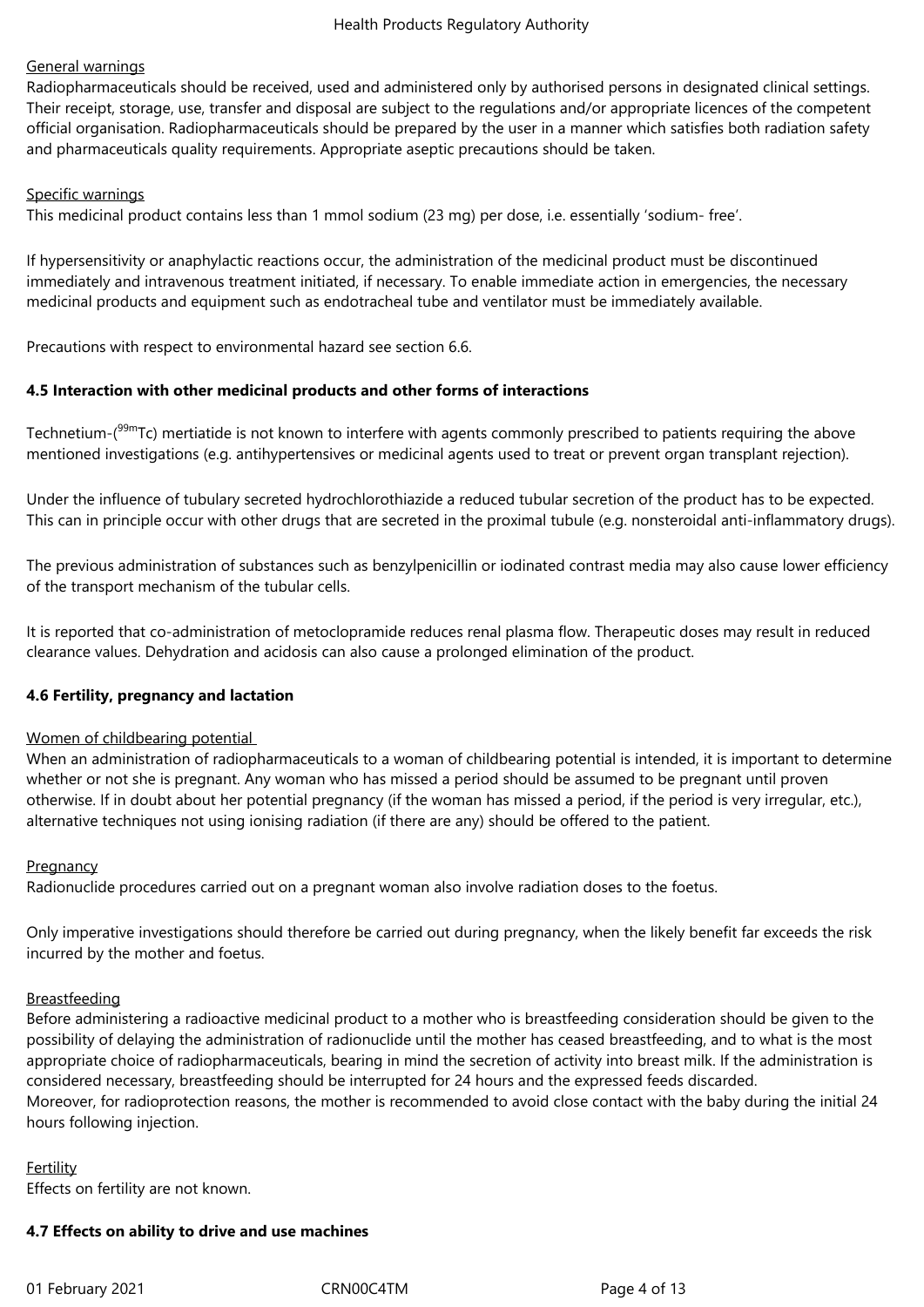General warnings

Radiopharmaceuticals should be received, used and administered only by authorised persons in designated clinical settings. Their receipt, storage, use, transfer and disposal are subject to the regulations and/or appropriate licences of the competent official organisation. Radiopharmaceuticals should be prepared by the user in a manner which satisfies both radiation safety and pharmaceuticals quality requirements. Appropriate aseptic precautions should be taken.

Specific warnings

This medicinal product contains less than 1 mmol sodium (23 mg) per dose, i.e. essentially 'sodium- free'.

If hypersensitivity or anaphylactic reactions occur, the administration of the medicinal product must be discontinued immediately and intravenous treatment initiated, if necessary. To enable immediate action in emergencies, the necessary medicinal products and equipment such as endotracheal tube and ventilator must be immediately available.

Precautions with respect to environmental hazard see section 6.6.

**4.5 Interaction with other medicinal products and other forms of interactions**

Technetium-($^{99m}$Tc) mertiatide is not known to interfere with agents commonly prescribed to patients requiring the above mentioned investigations (e.g. antihypertensives or medicinal agents used to treat or prevent organ transplant rejection).

Under the influence of tubulary secreted hydrochlorothiazide a reduced tubular secretion of the product has to be expected. This can in principle occur with other drugs that are secreted in the proximal tubule (e.g. nonsteroidal anti-inflammatory drugs).

The previous administration of substances such as benzylpenicillin or iodinated contrast media may also cause lower efficiency of the transport mechanism of the tubular cells.

It is reported that co-administration of metoclopramide reduces renal plasma flow. Therapeutic doses may result in reduced clearance values. Dehydration and acidosis can also cause a prolonged elimination of the product.

**4.6 Fertility, pregnancy and lactation**

Women of childbearing potential

When an administration of radiopharmaceuticals to a woman of childbearing potential is intended, it is important to determine whether or not she is pregnant. Any woman who has missed a period should be assumed to be pregnant until proven otherwise. If in doubt about her potential pregnancy (if the woman has missed a period, if the period is very irregular, etc.), alternative techniques not using ionising radiation (if there are any) should be offered to the patient.

Pregnancy

Radionuclide procedures carried out on a pregnant woman also involve radiation doses to the foetus.

Only imperative investigations should therefore be carried out during pregnancy, when the likely benefit far exceeds the risk incurred by the mother and foetus.

Breastfeeding

Before administering a radioactive medicinal product to a mother who is breastfeeding consideration should be given to the possibility of delaying the administration of radionuclide until the mother has ceased breastfeeding, and to what is the most appropriate choice of radiopharmaceuticals, bearing in mind the secretion of activity into breast milk. If the administration is considered necessary, breastfeeding should be interrupted for 24 hours and the expressed feeds discarded.
Moreover, for radioprotection reasons, the mother is recommended to avoid close contact with the baby during the initial 24 hours following injection.

Fertility

Effects on fertility are not known.

**4.7 Effects on ability to drive and use machines**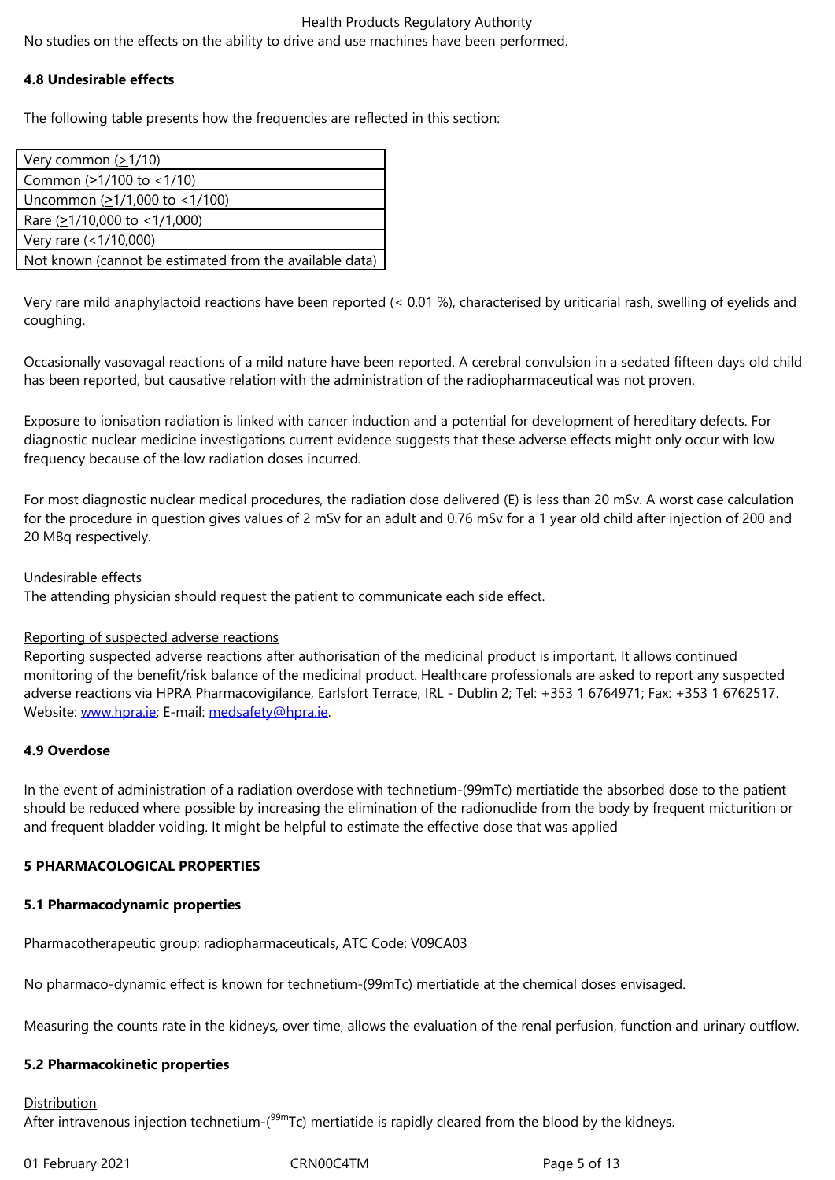No studies on the effects on the ability to drive and use machines have been performed.

**4.8 Undesirable effects**

The following table presents how the frequencies are reflected in this section:

| Very common (≥1/10) |
|---|
| Common (≥1/100 to <1/10) |
| Uncommon (≥1/1,000 to <1/100) |
| Rare (≥1/10,000 to <1/1,000) |
| Very rare (<1/10,000) |
| Not known (cannot be estimated from the available data) |

Very rare mild anaphylactoid reactions have been reported (< 0.01 %), characterised by uriticarial rash, swelling of eyelids and coughing.

Occasionally vasovagal reactions of a mild nature have been reported. A cerebral convulsion in a sedated fifteen days old child has been reported, but causative relation with the administration of the radiopharmaceutical was not proven.

Exposure to ionisation radiation is linked with cancer induction and a potential for development of hereditary defects. For diagnostic nuclear medicine investigations current evidence suggests that these adverse effects might only occur with low frequency because of the low radiation doses incurred.

For most diagnostic nuclear medical procedures, the radiation dose delivered (E) is less than 20 mSv. A worst case calculation for the procedure in question gives values of 2 mSv for an adult and 0.76 mSv for a 1 year old child after injection of 200 and 20 MBq respectively.

Undesirable effects

The attending physician should request the patient to communicate each side effect.

Reporting of suspected adverse reactions

Reporting suspected adverse reactions after authorisation of the medicinal product is important. It allows continued monitoring of the benefit/risk balance of the medicinal product. Healthcare professionals are asked to report any suspected adverse reactions via HPRA Pharmacovigilance, Earlsfort Terrace, IRL - Dublin 2; Tel: +353 1 6764971; Fax: +353 1 6762517. Website: www.hpra.ie; E-mail: medsafety@hpra.ie.

**4.9 Overdose**

In the event of administration of a radiation overdose with technetium-(99mTc) mertiatide the absorbed dose to the patient should be reduced where possible by increasing the elimination of the radionuclide from the body by frequent micturition or and frequent bladder voiding. It might be helpful to estimate the effective dose that was applied

**5 PHARMACOLOGICAL PROPERTIES**

**5.1 Pharmacodynamic properties**

Pharmacotherapeutic group: radiopharmaceuticals, ATC Code: V09CA03

No pharmaco-dynamic effect is known for technetium-(99mTc) mertiatide at the chemical doses envisaged.

Measuring the counts rate in the kidneys, over time, allows the evaluation of the renal perfusion, function and urinary outflow.

**5.2 Pharmacokinetic properties**

Distribution

After intravenous injection technetium-($^{99m}$Tc) mertiatide is rapidly cleared from the blood by the kidneys.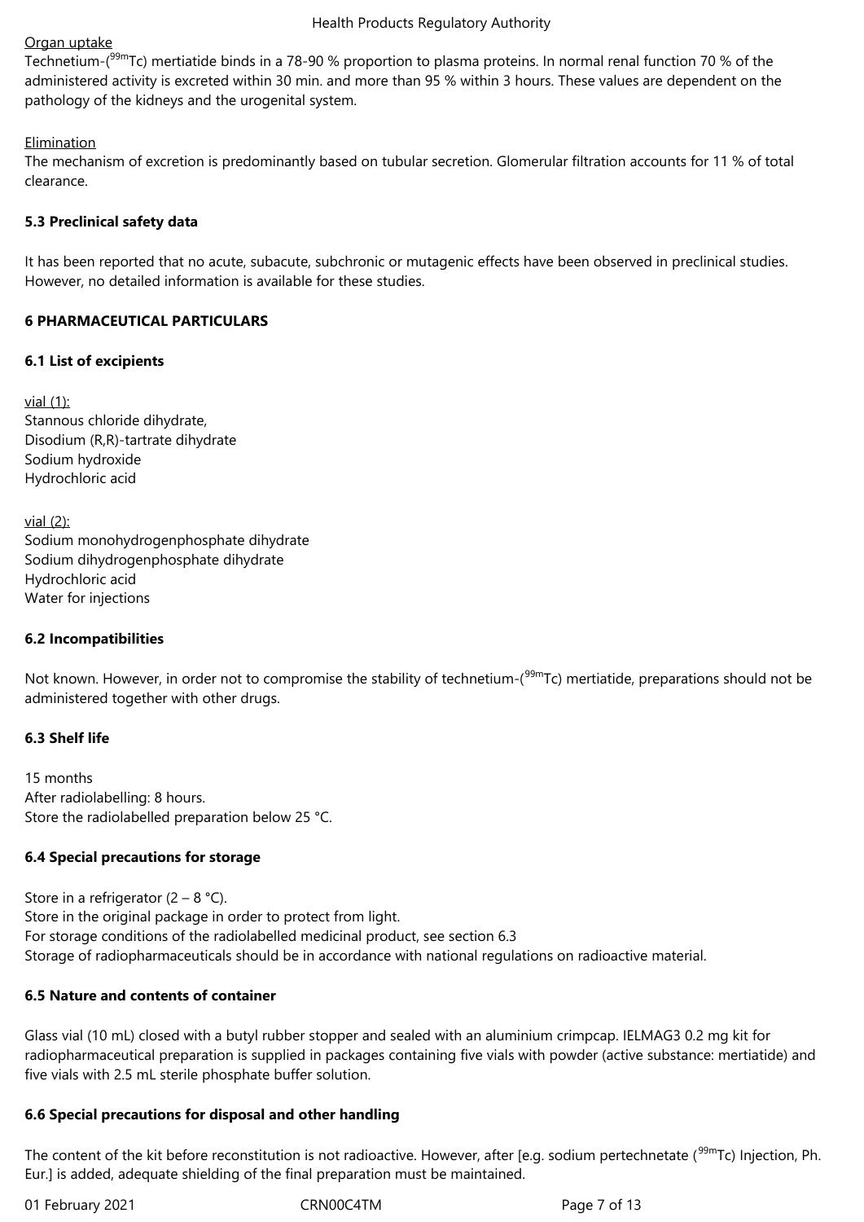Organ uptake

Technetium-($^{99m}$Tc) mertiatide binds in a 78-90 % proportion to plasma proteins. In normal renal function 70 % of the administered activity is excreted within 30 min. and more than 95 % within 3 hours. These values are dependent on the pathology of the kidneys and the urogenital system.

Elimination

The mechanism of excretion is predominantly based on tubular secretion. Glomerular filtration accounts for 11 % of total clearance.

**5.3 Preclinical safety data**

It has been reported that no acute, subacute, subchronic or mutagenic effects have been observed in preclinical studies. However, no detailed information is available for these studies.

**6 PHARMACEUTICAL PARTICULARS**

**6.1 List of excipients**

vial (1):
Stannous chloride dihydrate,
Disodium (R,R)-tartrate dihydrate
Sodium hydroxide
Hydrochloric acid

vial (2):
Sodium monohydrogenphosphate dihydrate
Sodium dihydrogenphosphate dihydrate
Hydrochloric acid
Water for injections

**6.2 Incompatibilities**

Not known. However, in order not to compromise the stability of technetium-($^{99m}$Tc) mertiatide, preparations should not be administered together with other drugs.

**6.3 Shelf life**

15 months
After radiolabelling: 8 hours.
Store the radiolabelled preparation below 25 °C.

**6.4 Special precautions for storage**

Store in a refrigerator (2 – 8 °C).
Store in the original package in order to protect from light.
For storage conditions of the radiolabelled medicinal product, see section 6.3
Storage of radiopharmaceuticals should be in accordance with national regulations on radioactive material.

**6.5 Nature and contents of container**

Glass vial (10 mL) closed with a butyl rubber stopper and sealed with an aluminium crimpcap. IELMAG3 0.2 mg kit for radiopharmaceutical preparation is supplied in packages containing five vials with powder (active substance: mertiatide) and five vials with 2.5 mL sterile phosphate buffer solution.

**6.6 Special precautions for disposal and other handling**

The content of the kit before reconstitution is not radioactive. However, after [e.g. sodium pertechnetate ($^{99m}$Tc) Injection, Ph. Eur.] is added, adequate shielding of the final preparation must be maintained.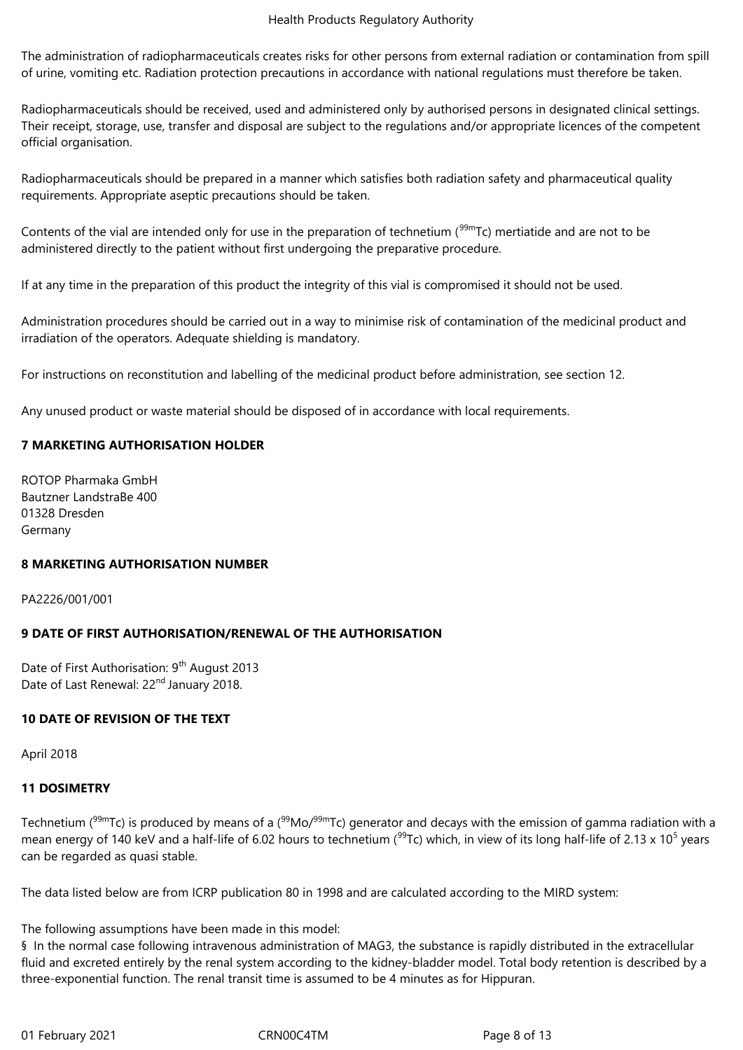The administration of radiopharmaceuticals creates risks for other persons from external radiation or contamination from spill of urine, vomiting etc. Radiation protection precautions in accordance with national regulations must therefore be taken.

Radiopharmaceuticals should be received, used and administered only by authorised persons in designated clinical settings. Their receipt, storage, use, transfer and disposal are subject to the regulations and/or appropriate licences of the competent official organisation.

Radiopharmaceuticals should be prepared in a manner which satisfies both radiation safety and pharmaceutical quality requirements. Appropriate aseptic precautions should be taken.

Contents of the vial are intended only for use in the preparation of technetium ($^{99m}$Tc) mertiatide and are not to be administered directly to the patient without first undergoing the preparative procedure.

If at any time in the preparation of this product the integrity of this vial is compromised it should not be used.

Administration procedures should be carried out in a way to minimise risk of contamination of the medicinal product and irradiation of the operators. Adequate shielding is mandatory.

For instructions on reconstitution and labelling of the medicinal product before administration, see section 12.

Any unused product or waste material should be disposed of in accordance with local requirements.

## 7 MARKETING AUTHORISATION HOLDER

ROTOP Pharmaka GmbH
Bautzner LandstraBe 400
01328 Dresden
Germany

## 8 MARKETING AUTHORISATION NUMBER

PA2226/001/001

## 9 DATE OF FIRST AUTHORISATION/RENEWAL OF THE AUTHORISATION

Date of First Authorisation: 9th August 2013
Date of Last Renewal: 22nd January 2018.

## 10 DATE OF REVISION OF THE TEXT

April 2018

## 11 DOSIMETRY

Technetium ($^{99m}$Tc) is produced by means of a ($^{99}$Mo/$^{99m}$Tc) generator and decays with the emission of gamma radiation with a mean energy of 140 keV and a half-life of 6.02 hours to technetium ($^{99}$Tc) which, in view of its long half-life of $2.13 \times 10^5$ years can be regarded as quasi stable.

The data listed below are from ICRP publication 80 in 1998 and are calculated according to the MIRD system:

The following assumptions have been made in this model:

§ In the normal case following intravenous administration of MAG3, the substance is rapidly distributed in the extracellular fluid and excreted entirely by the renal system according to the kidney-bladder model. Total body retention is described by a three-exponential function. The renal transit time is assumed to be 4 minutes as for Hippuran.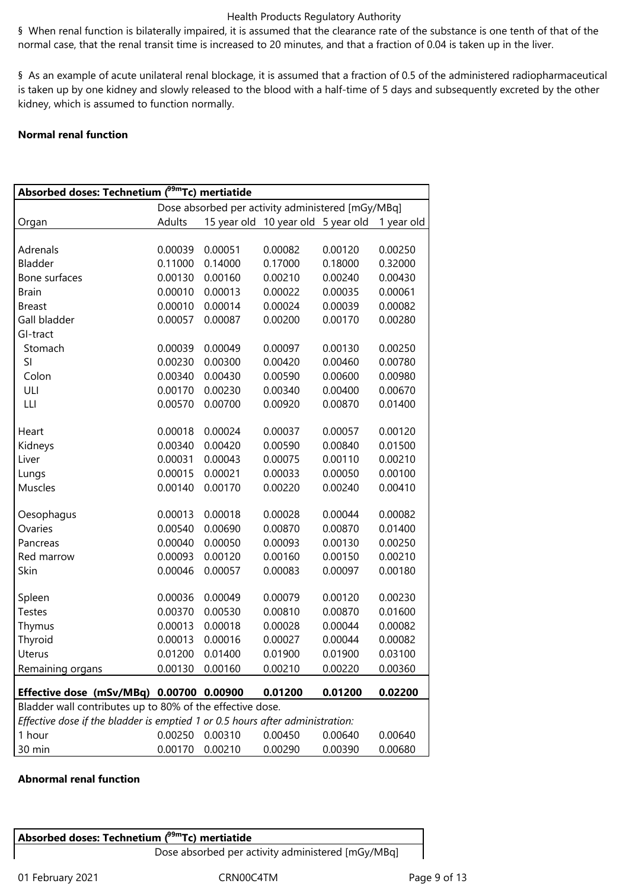§ When renal function is bilaterally impaired, it is assumed that the clearance rate of the substance is one tenth of that of the normal case, that the renal transit time is increased to 20 minutes, and that a fraction of 0.04 is taken up in the liver.

§ As an example of acute unilateral renal blockage, it is assumed that a fraction of 0.5 of the administered radiopharmaceutical is taken up by one kidney and slowly released to the blood with a half-time of 5 days and subsequently excreted by the other kidney, which is assumed to function normally.

**Normal renal function**

| **Absorbed doses: Technetium ($^{99m}$Tc) mertiatide** | | | | | |
|---|---|---|---|---|---|
| | Dose absorbed per activity administered [mGy/MBq] | | | | |
| Organ | Adults | 15 year old | 10 year old | 5 year old | 1 year old |
| Adrenals | 0.00039 | 0.00051 | 0.00082 | 0.00120 | 0.00250 |
| Bladder | 0.11000 | 0.14000 | 0.17000 | 0.18000 | 0.32000 |
| Bone surfaces | 0.00130 | 0.00160 | 0.00210 | 0.00240 | 0.00430 |
| Brain | 0.00010 | 0.00013 | 0.00022 | 0.00035 | 0.00061 |
| Breast | 0.00010 | 0.00014 | 0.00024 | 0.00039 | 0.00082 |
| Gall bladder | 0.00057 | 0.00087 | 0.00200 | 0.00170 | 0.00280 |
| GI-tract | | | | | |
| Stomach | 0.00039 | 0.00049 | 0.00097 | 0.00130 | 0.00250 |
| SI | 0.00230 | 0.00300 | 0.00420 | 0.00460 | 0.00780 |
| Colon | 0.00340 | 0.00430 | 0.00590 | 0.00600 | 0.00980 |
| ULI | 0.00170 | 0.00230 | 0.00340 | 0.00400 | 0.00670 |
| LLI | 0.00570 | 0.00700 | 0.00920 | 0.00870 | 0.01400 |
| Heart | 0.00018 | 0.00024 | 0.00037 | 0.00057 | 0.00120 |
| Kidneys | 0.00340 | 0.00420 | 0.00590 | 0.00840 | 0.01500 |
| Liver | 0.00031 | 0.00043 | 0.00075 | 0.00110 | 0.00210 |
| Lungs | 0.00015 | 0.00021 | 0.00033 | 0.00050 | 0.00100 |
| Muscles | 0.00140 | 0.00170 | 0.00220 | 0.00240 | 0.00410 |
| Oesophagus | 0.00013 | 0.00018 | 0.00028 | 0.00044 | 0.00082 |
| Ovaries | 0.00540 | 0.00690 | 0.00870 | 0.00870 | 0.01400 |
| Pancreas | 0.00040 | 0.00050 | 0.00093 | 0.00130 | 0.00250 |
| Red marrow | 0.00093 | 0.00120 | 0.00160 | 0.00150 | 0.00210 |
| Skin | 0.00046 | 0.00057 | 0.00083 | 0.00097 | 0.00180 |
| Spleen | 0.00036 | 0.00049 | 0.00079 | 0.00120 | 0.00230 |
| Testes | 0.00370 | 0.00530 | 0.00810 | 0.00870 | 0.01600 |
| Thymus | 0.00013 | 0.00018 | 0.00028 | 0.00044 | 0.00082 |
| Thyroid | 0.00013 | 0.00016 | 0.00027 | 0.00044 | 0.00082 |
| Uterus | 0.01200 | 0.01400 | 0.01900 | 0.01900 | 0.03100 |
| Remaining organs | 0.00130 | 0.00160 | 0.00210 | 0.00220 | 0.00360 |
| **Effective dose (mSv/MBq)** | **0.00700** | **0.00900** | **0.01200** | **0.01200** | **0.02200** |
| Bladder wall contributes up to 80% of the effective dose. | | | | | |
| *Effective dose if the bladder is emptied 1 or 0.5 hours after administration:* | | | | | |
| 1 hour | 0.00250 | 0.00310 | 0.00450 | 0.00640 | 0.00640 |
| 30 min | 0.00170 | 0.00210 | 0.00290 | 0.00390 | 0.00680 |

**Abnormal renal function**

| **Absorbed doses: Technetium ($^{99m}$Tc) mertiatide** | |
|---|---|
| | Dose absorbed per activity administered [mGy/MBq] |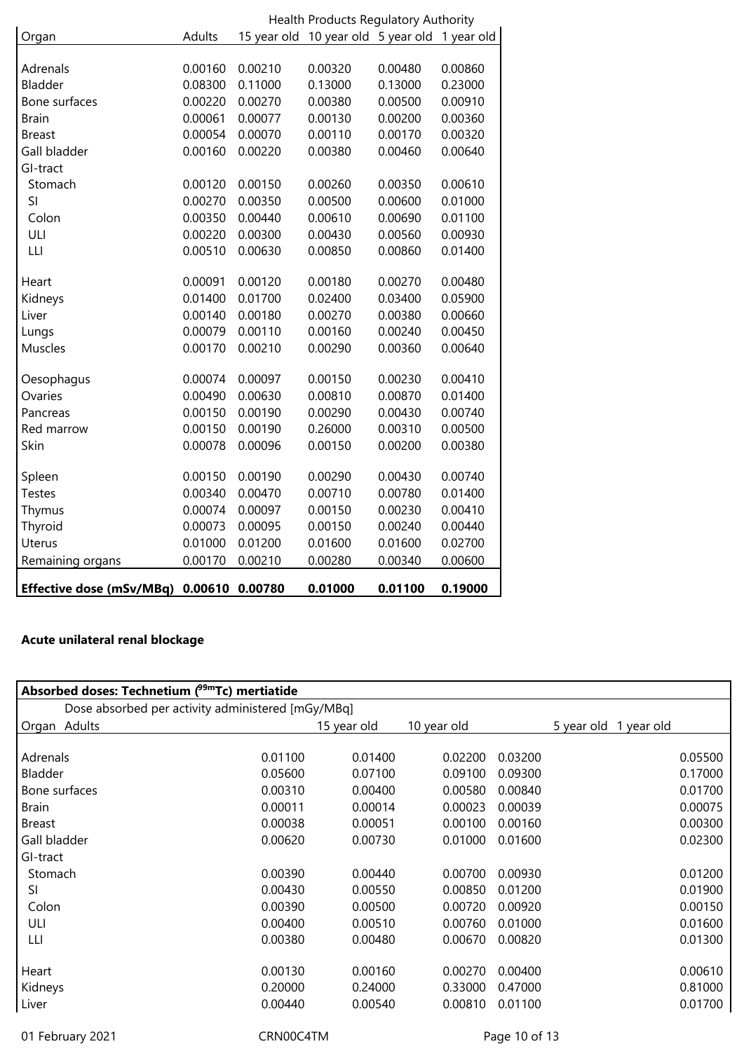| Organ | Adults | 15 year old | 10 year old | 5 year old | 1 year old |
|---|---|---|---|---|---|
| Adrenals | 0.00160 | 0.00210 | 0.00320 | 0.00480 | 0.00860 |
| Bladder | 0.08300 | 0.11000 | 0.13000 | 0.13000 | 0.23000 |
| Bone surfaces | 0.00220 | 0.00270 | 0.00380 | 0.00500 | 0.00910 |
| Brain | 0.00061 | 0.00077 | 0.00130 | 0.00200 | 0.00360 |
| Breast | 0.00054 | 0.00070 | 0.00110 | 0.00170 | 0.00320 |
| Gall bladder | 0.00160 | 0.00220 | 0.00380 | 0.00460 | 0.00640 |
| GI-tract | | | | | |
| Stomach | 0.00120 | 0.00150 | 0.00260 | 0.00350 | 0.00610 |
| SI | 0.00270 | 0.00350 | 0.00500 | 0.00600 | 0.01000 |
| Colon | 0.00350 | 0.00440 | 0.00610 | 0.00690 | 0.01100 |
| ULI | 0.00220 | 0.00300 | 0.00430 | 0.00560 | 0.00930 |
| LLI | 0.00510 | 0.00630 | 0.00850 | 0.00860 | 0.01400 |
| Heart | 0.00091 | 0.00120 | 0.00180 | 0.00270 | 0.00480 |
| Kidneys | 0.01400 | 0.01700 | 0.02400 | 0.03400 | 0.05900 |
| Liver | 0.00140 | 0.00180 | 0.00270 | 0.00380 | 0.00660 |
| Lungs | 0.00079 | 0.00110 | 0.00160 | 0.00240 | 0.00450 |
| Muscles | 0.00170 | 0.00210 | 0.00290 | 0.00360 | 0.00640 |
| Oesophagus | 0.00074 | 0.00097 | 0.00150 | 0.00230 | 0.00410 |
| Ovaries | 0.00490 | 0.00630 | 0.00810 | 0.00870 | 0.01400 |
| Pancreas | 0.00150 | 0.00190 | 0.00290 | 0.00430 | 0.00740 |
| Red marrow | 0.00150 | 0.00190 | 0.26000 | 0.00310 | 0.00500 |
| Skin | 0.00078 | 0.00096 | 0.00150 | 0.00200 | 0.00380 |
| Spleen | 0.00150 | 0.00190 | 0.00290 | 0.00430 | 0.00740 |
| Testes | 0.00340 | 0.00470 | 0.00710 | 0.00780 | 0.01400 |
| Thymus | 0.00074 | 0.00097 | 0.00150 | 0.00230 | 0.00410 |
| Thyroid | 0.00073 | 0.00095 | 0.00150 | 0.00240 | 0.00440 |
| Uterus | 0.01000 | 0.01200 | 0.01600 | 0.01600 | 0.02700 |
| Remaining organs | 0.00170 | 0.00210 | 0.00280 | 0.00340 | 0.00600 |
| **Effective dose (mSv/MBq)** | **0.00610** | **0.00780** | **0.01000** | **0.01100** | **0.19000** |

**Acute unilateral renal blockage**

| **Absorbed doses: Technetium ($^{99m}$Tc) mertiatide** | | | | | |
|---|---|---|---|---|---|
| Dose absorbed per activity administered [mGy/MBq] | | | | | |
| Organ | Adults | 15 year old | 10 year old | 5 year old | 1 year old |
| Adrenals | 0.01100 | 0.01400 | 0.02200 | 0.03200 | 0.05500 |
| Bladder | 0.05600 | 0.07100 | 0.09100 | 0.09300 | 0.17000 |
| Bone surfaces | 0.00310 | 0.00400 | 0.00580 | 0.00840 | 0.01700 |
| Brain | 0.00011 | 0.00014 | 0.00023 | 0.00039 | 0.00075 |
| Breast | 0.00038 | 0.00051 | 0.00100 | 0.00160 | 0.00300 |
| Gall bladder | 0.00620 | 0.00730 | 0.01000 | 0.01600 | 0.02300 |
| GI-tract | | | | | |
| Stomach | 0.00390 | 0.00440 | 0.00700 | 0.00930 | 0.01200 |
| SI | 0.00430 | 0.00550 | 0.00850 | 0.01200 | 0.01900 |
| Colon | 0.00390 | 0.00500 | 0.00720 | 0.00920 | 0.00150 |
| ULI | 0.00400 | 0.00510 | 0.00760 | 0.01000 | 0.01600 |
| LLI | 0.00380 | 0.00480 | 0.00670 | 0.00820 | 0.01300 |
| Heart | 0.00130 | 0.00160 | 0.00270 | 0.00400 | 0.00610 |
| Kidneys | 0.20000 | 0.24000 | 0.33000 | 0.47000 | 0.81000 |
| Liver | 0.00440 | 0.00540 | 0.00810 | 0.01100 | 0.01700 |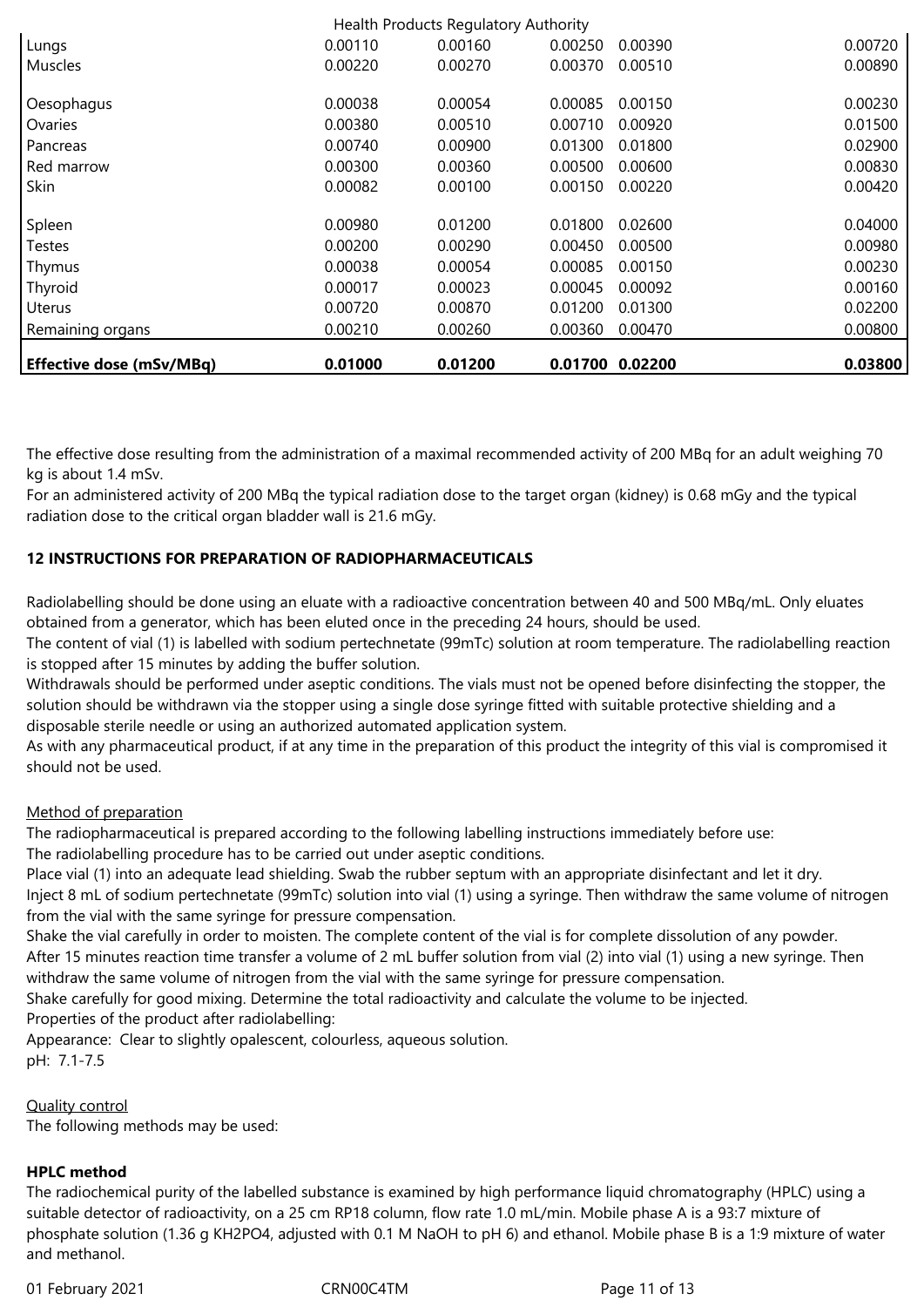| | | | | | |
|---|---|---|---|---|---|
| Lungs | 0.00110 | 0.00160 | 0.00250 | 0.00390 | 0.00720 |
| Muscles | 0.00220 | 0.00270 | 0.00370 | 0.00510 | 0.00890 |
| Oesophagus | 0.00038 | 0.00054 | 0.00085 | 0.00150 | 0.00230 |
| Ovaries | 0.00380 | 0.00510 | 0.00710 | 0.00920 | 0.01500 |
| Pancreas | 0.00740 | 0.00900 | 0.01300 | 0.01800 | 0.02900 |
| Red marrow | 0.00300 | 0.00360 | 0.00500 | 0.00600 | 0.00830 |
| Skin | 0.00082 | 0.00100 | 0.00150 | 0.00220 | 0.00420 |
| Spleen | 0.00980 | 0.01200 | 0.01800 | 0.02600 | 0.04000 |
| Testes | 0.00200 | 0.00290 | 0.00450 | 0.00500 | 0.00980 |
| Thymus | 0.00038 | 0.00054 | 0.00085 | 0.00150 | 0.00230 |
| Thyroid | 0.00017 | 0.00023 | 0.00045 | 0.00092 | 0.00160 |
| Uterus | 0.00720 | 0.00870 | 0.01200 | 0.01300 | 0.02200 |
| Remaining organs | 0.00210 | 0.00260 | 0.00360 | 0.00470 | 0.00800 |
| **Effective dose (mSv/MBq)** | **0.01000** | **0.01200** | **0.01700** | **0.02200** | **0.03800** |

The effective dose resulting from the administration of a maximal recommended activity of 200 MBq for an adult weighing 70 kg is about 1.4 mSv.

For an administered activity of 200 MBq the typical radiation dose to the target organ (kidney) is 0.68 mGy and the typical radiation dose to the critical organ bladder wall is 21.6 mGy.

## 12 INSTRUCTIONS FOR PREPARATION OF RADIOPHARMACEUTICALS

Radiolabelling should be done using an eluate with a radioactive concentration between 40 and 500 MBq/mL. Only eluates obtained from a generator, which has been eluted once in the preceding 24 hours, should be used.

The content of vial (1) is labelled with sodium pertechnetate (99mTc) solution at room temperature. The radiolabelling reaction is stopped after 15 minutes by adding the buffer solution.

Withdrawals should be performed under aseptic conditions. The vials must not be opened before disinfecting the stopper, the solution should be withdrawn via the stopper using a single dose syringe fitted with suitable protective shielding and a disposable sterile needle or using an authorized automated application system.

As with any pharmaceutical product, if at any time in the preparation of this product the integrity of this vial is compromised it should not be used.

Method of preparation

The radiopharmaceutical is prepared according to the following labelling instructions immediately before use:

The radiolabelling procedure has to be carried out under aseptic conditions.

Place vial (1) into an adequate lead shielding. Swab the rubber septum with an appropriate disinfectant and let it dry.

Inject 8 mL of sodium pertechnetate (99mTc) solution into vial (1) using a syringe. Then withdraw the same volume of nitrogen from the vial with the same syringe for pressure compensation.

Shake the vial carefully in order to moisten. The complete content of the vial is for complete dissolution of any powder.

After 15 minutes reaction time transfer a volume of 2 mL buffer solution from vial (2) into vial (1) using a new syringe. Then withdraw the same volume of nitrogen from the vial with the same syringe for pressure compensation.

Shake carefully for good mixing. Determine the total radioactivity and calculate the volume to be injected.

Properties of the product after radiolabelling:

Appearance: Clear to slightly opalescent, colourless, aqueous solution.

pH: 7.1-7.5

Quality control

The following methods may be used:

**HPLC method**

The radiochemical purity of the labelled substance is examined by high performance liquid chromatography (HPLC) using a suitable detector of radioactivity, on a 25 cm RP18 column, flow rate 1.0 mL/min. Mobile phase A is a 93:7 mixture of phosphate solution (1.36 g $KH_2PO_4$, adjusted with 0.1 M NaOH to pH 6) and ethanol. Mobile phase B is a 1:9 mixture of water and methanol.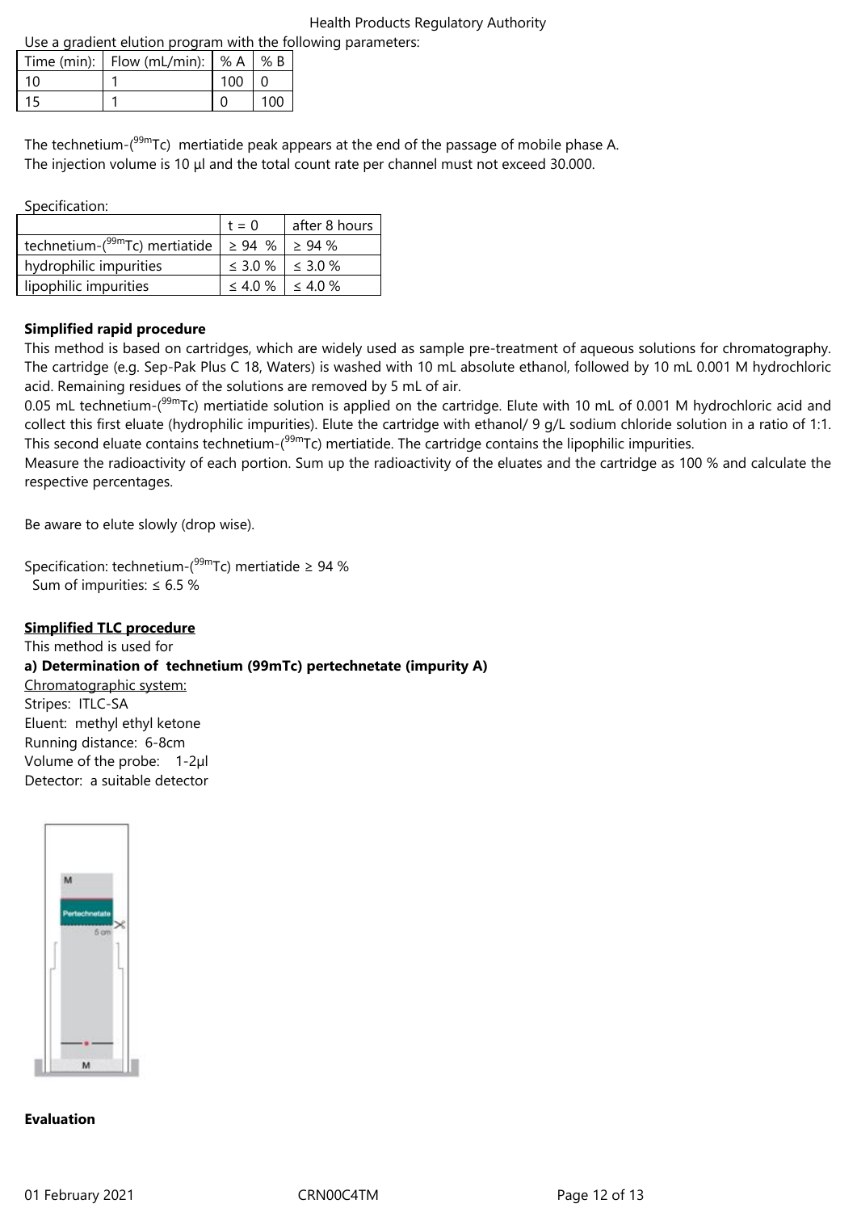Use a gradient elution program with the following parameters:

| Time (min): | Flow (mL/min): | % A | % B |
|---|---|---|---|
| 10 | 1 | 100 | 0 |
| 15 | 1 | 0 | 100 |

The technetium-($^{99m}$Tc) mertiatide peak appears at the end of the passage of mobile phase A.
The injection volume is 10 µl and the total count rate per channel must not exceed 30.000.

Specification:

| | t = 0 | after 8 hours |
|---|---|---|
| technetium-($^{99m}$Tc) mertiatide | ≥ 94 % | ≥ 94 % |
| hydrophilic impurities | ≤ 3.0 % | ≤ 3.0 % |
| lipophilic impurities | ≤ 4.0 % | ≤ 4.0 % |

**Simplified rapid procedure**

This method is based on cartridges, which are widely used as sample pre-treatment of aqueous solutions for chromatography. The cartridge (e.g. Sep-Pak Plus C 18, Waters) is washed with 10 mL absolute ethanol, followed by 10 mL 0.001 M hydrochloric acid. Remaining residues of the solutions are removed by 5 mL of air.

0.05 mL technetium-($^{99m}$Tc) mertiatide solution is applied on the cartridge. Elute with 10 mL of 0.001 M hydrochloric acid and collect this first eluate (hydrophilic impurities). Elute the cartridge with ethanol/ 9 g/L sodium chloride solution in a ratio of 1:1. This second eluate contains technetium-($^{99m}$Tc) mertiatide. The cartridge contains the lipophilic impurities.

Measure the radioactivity of each portion. Sum up the radioactivity of the eluates and the cartridge as 100 % and calculate the respective percentages.

Be aware to elute slowly (drop wise).

Specification: technetium-($^{99m}$Tc) mertiatide ≥ 94 %
Sum of impurities: ≤ 6.5 %

**Simplified TLC procedure**

This method is used for

**a) Determination of technetium (99mTc) pertechnetate (impurity A)**

Chromatographic system:
Stripes: ITLC-SA
Eluent: methyl ethyl ketone
Running distance: 6-8cm
Volume of the probe: 1-2µl
Detector: a suitable detector

**Evaluation**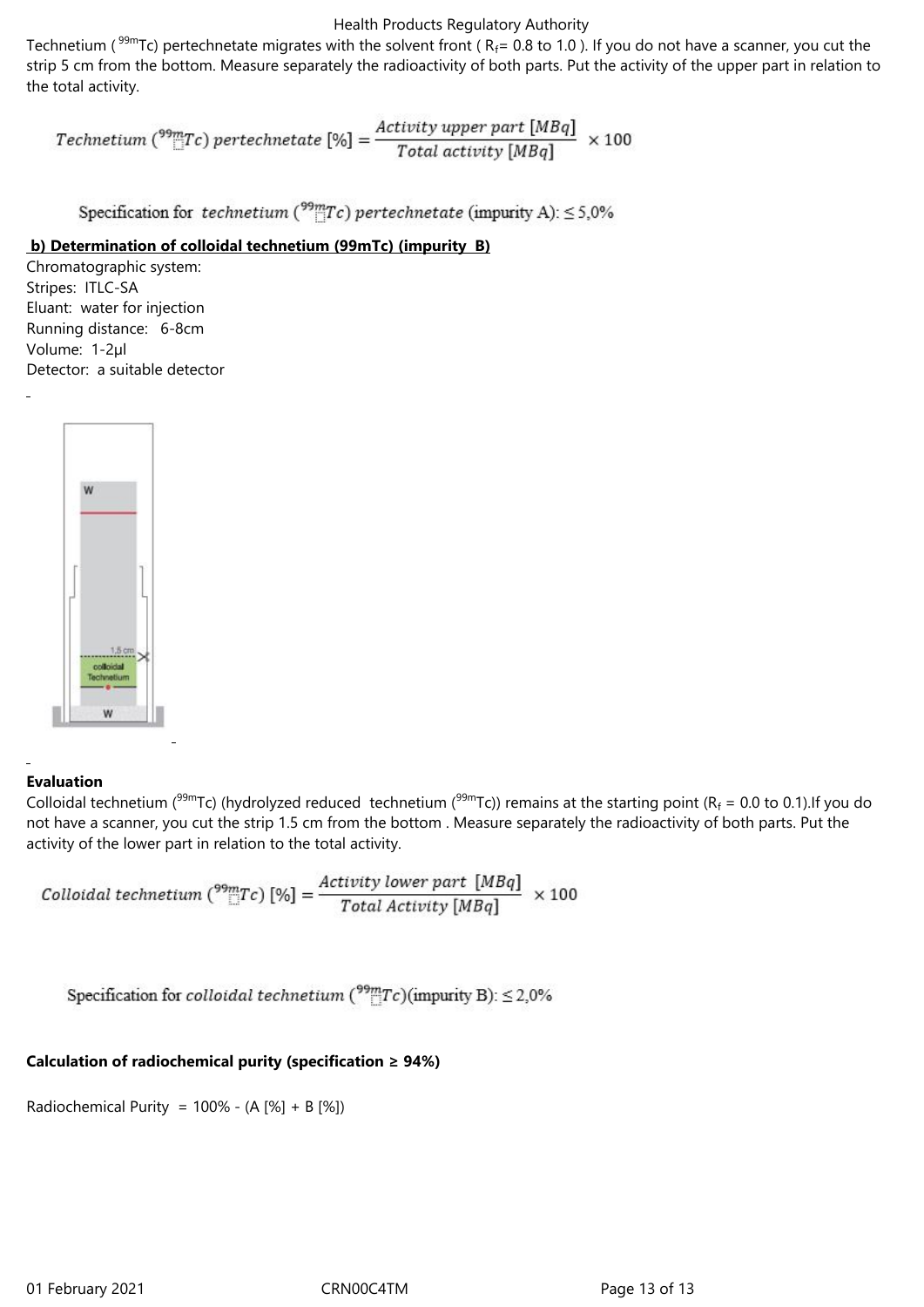Technetium ($^{99m}$Tc) pertechnetate migrates with the solvent front ( $R_f$= 0.8 to 1.0 ). If you do not have a scanner, you cut the strip 5 cm from the bottom. Measure separately the radioactivity of both parts. Put the activity of the upper part in relation to the total activity.

$$Technetium\ (^{99m}Tc)\ pertechnetate\ [\%] = \frac{Activity\ upper\ part\ [MBq]}{Total\ activity\ [MBq]} \times 100$$

Specification for *technetium ($^{99m}$Tc) pertechnetate* (impurity A): ≤ 5,0%

**b) Determination of colloidal technetium (99mTc) (impurity B)**

Chromatographic system:
Stripes: ITLC-SA
Eluant: water for injection
Running distance: 6-8cm
Volume: 1-2µl
Detector: a suitable detector

W

1,5 cm

colloidal Technetium

W

**Evaluation**

Colloidal technetium ($^{99m}$Tc) (hydrolyzed reduced technetium ($^{99m}$Tc)) remains at the starting point ($R_f$ = 0.0 to 0.1).If you do not have a scanner, you cut the strip 1.5 cm from the bottom . Measure separately the radioactivity of both parts. Put the activity of the lower part in relation to the total activity.

$$Colloidal\ technetium\ (^{99m}Tc)\ [\%] = \frac{Activity\ lower\ part\ [MBq]}{Total\ Activity\ [MBq]} \times 100$$

Specification for *colloidal technetium ($^{99m}$Tc)*(impurity B): ≤ 2,0%

**Calculation of radiochemical purity (specification ≥ 94%)**

Radiochemical Purity = 100% - (A [%] + B [%])